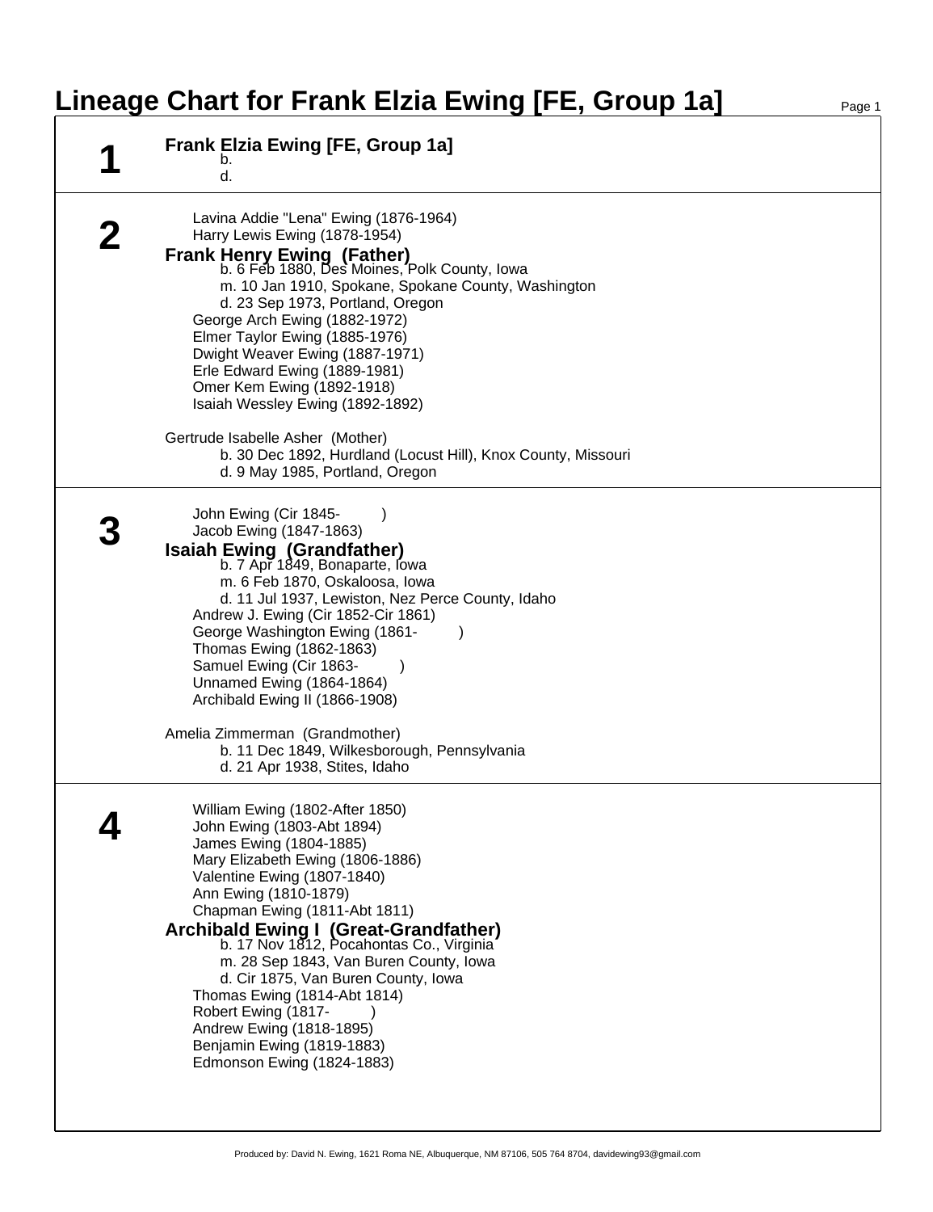# Lineage Chart for Frank Elzia Ewing [FE, Group 1a]

## 1

**Frank Elzia Ewing [FE, Group 1a]**
- b.
- d.

## 2

- Lavina Addie "Lena" Ewing (1876-1964)
- Harry Lewis Ewing (1878-1954)

**Frank Henry Ewing (Father)**
- b. 6 Feb 1880, Des Moines, Polk County, Iowa
- m. 10 Jan 1910, Spokane, Spokane County, Washington
- d. 23 Sep 1973, Portland, Oregon

- George Arch Ewing (1882-1972)
- Elmer Taylor Ewing (1885-1976)
- Dwight Weaver Ewing (1887-1971)
- Erle Edward Ewing (1889-1981)
- Omer Kem Ewing (1892-1918)
- Isaiah Wessley Ewing (1892-1892)

Gertrude Isabelle Asher (Mother)
- b. 30 Dec 1892, Hurdland (Locust Hill), Knox County, Missouri
- d. 9 May 1985, Portland, Oregon

## 3

- John Ewing (Cir 1845- )
- Jacob Ewing (1847-1863)

**Isaiah Ewing (Grandfather)**
- b. 7 Apr 1849, Bonaparte, Iowa
- m. 6 Feb 1870, Oskaloosa, Iowa
- d. 11 Jul 1937, Lewiston, Nez Perce County, Idaho

- Andrew J. Ewing (Cir 1852-Cir 1861)
- George Washington Ewing (1861- )
- Thomas Ewing (1862-1863)
- Samuel Ewing (Cir 1863- )
- Unnamed Ewing (1864-1864)
- Archibald Ewing II (1866-1908)

Amelia Zimmerman (Grandmother)
- b. 11 Dec 1849, Wilkesborough, Pennsylvania
- d. 21 Apr 1938, Stites, Idaho

## 4

- William Ewing (1802-After 1850)
- John Ewing (1803-Abt 1894)
- James Ewing (1804-1885)
- Mary Elizabeth Ewing (1806-1886)
- Valentine Ewing (1807-1840)
- Ann Ewing (1810-1879)
- Chapman Ewing (1811-Abt 1811)

**Archibald Ewing I (Great-Grandfather)**
- b. 17 Nov 1812, Pocahontas Co., Virginia
- m. 28 Sep 1843, Van Buren County, Iowa
- d. Cir 1875, Van Buren County, Iowa

- Thomas Ewing (1814-Abt 1814)
- Robert Ewing (1817- )
- Andrew Ewing (1818-1895)
- Benjamin Ewing (1819-1883)
- Edmonson Ewing (1824-1883)

Produced by: David N. Ewing, 1621 Roma NE, Albuquerque, NM 87106, 505 764 8704, davidewing93@gmail.com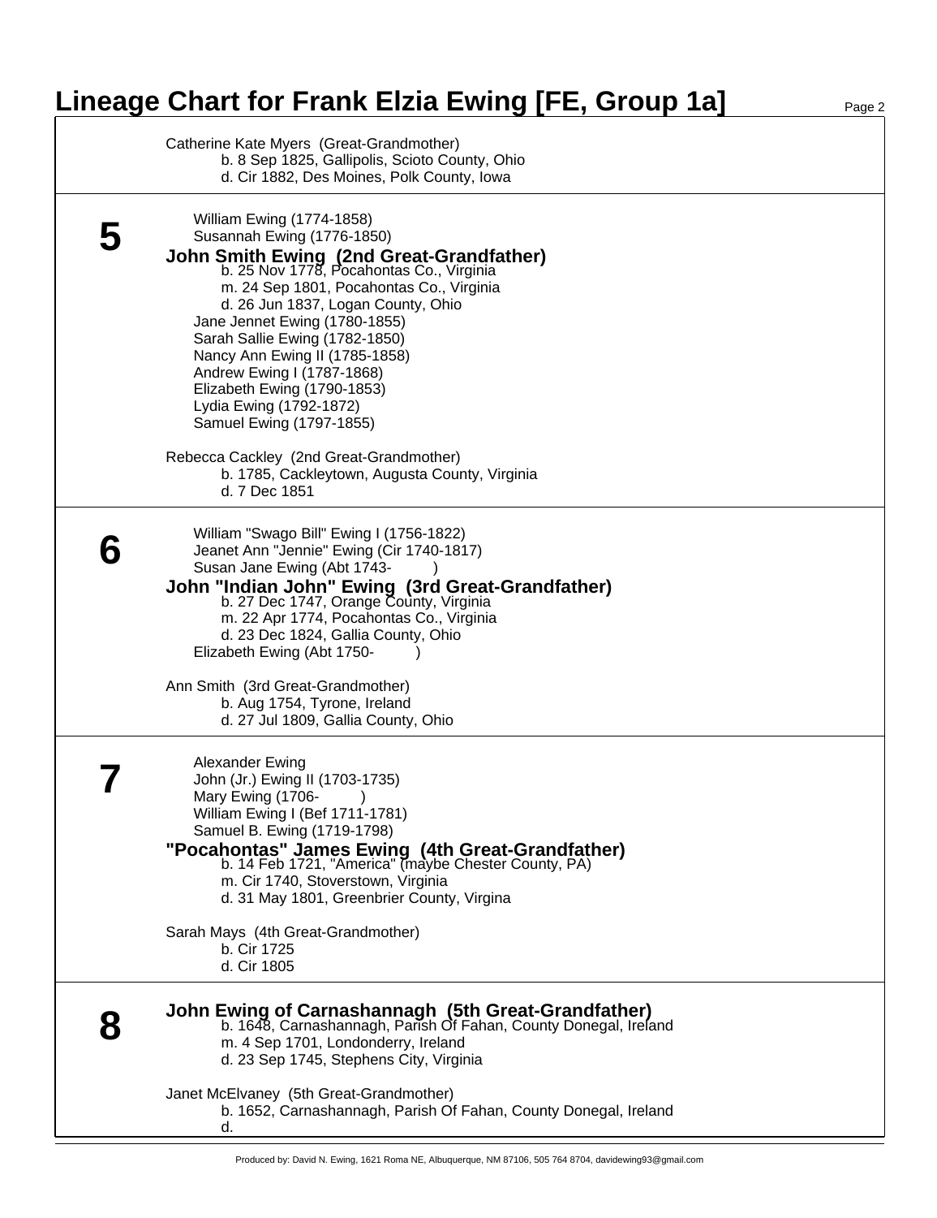# Lineage Chart for Frank Elzia Ewing [FE, Group 1a]

Catherine Kate Myers (Great-Grandmother)
b. 8 Sep 1825, Gallipolis, Scioto County, Ohio
d. Cir 1882, Des Moines, Polk County, Iowa

---

## 5

William Ewing (1774-1858)
Susannah Ewing (1776-1850)

**John Smith Ewing (2nd Great-Grandfather)**
b. 25 Nov 1778, Pocahontas Co., Virginia
m. 24 Sep 1801, Pocahontas Co., Virginia
d. 26 Jun 1837, Logan County, Ohio

Jane Jennet Ewing (1780-1855)
Sarah Sallie Ewing (1782-1850)
Nancy Ann Ewing II (1785-1858)
Andrew Ewing I (1787-1868)
Elizabeth Ewing (1790-1853)
Lydia Ewing (1792-1872)
Samuel Ewing (1797-1855)

Rebecca Cackley (2nd Great-Grandmother)
b. 1785, Cackleytown, Augusta County, Virginia
d. 7 Dec 1851

---

## 6

William "Swago Bill" Ewing I (1756-1822)
Jeanet Ann "Jennie" Ewing (Cir 1740-1817)
Susan Jane Ewing (Abt 1743- )

**John "Indian John" Ewing (3rd Great-Grandfather)**
b. 27 Dec 1747, Orange County, Virginia
m. 22 Apr 1774, Pocahontas Co., Virginia
d. 23 Dec 1824, Gallia County, Ohio

Elizabeth Ewing (Abt 1750- )

Ann Smith (3rd Great-Grandmother)
b. Aug 1754, Tyrone, Ireland
d. 27 Jul 1809, Gallia County, Ohio

---

## 7

Alexander Ewing
John (Jr.) Ewing II (1703-1735)
Mary Ewing (1706- )
William Ewing I (Bef 1711-1781)
Samuel B. Ewing (1719-1798)

**"Pocahontas" James Ewing (4th Great-Grandfather)**
b. 14 Feb 1721, "America" (maybe Chester County, PA)
m. Cir 1740, Stoverstown, Virginia
d. 31 May 1801, Greenbrier County, Virgina

Sarah Mays (4th Great-Grandmother)
b. Cir 1725
d. Cir 1805

---

## 8

**John Ewing of Carnashannagh (5th Great-Grandfather)**
b. 1648, Carnashannagh, Parish Of Fahan, County Donegal, Ireland
m. 4 Sep 1701, Londonderry, Ireland
d. 23 Sep 1745, Stephens City, Virginia

Janet McElvaney (5th Great-Grandmother)
b. 1652, Carnashannagh, Parish Of Fahan, County Donegal, Ireland
d.

---

Produced by: David N. Ewing, 1621 Roma NE, Albuquerque, NM 87106, 505 764 8704, davidewing93@gmail.com